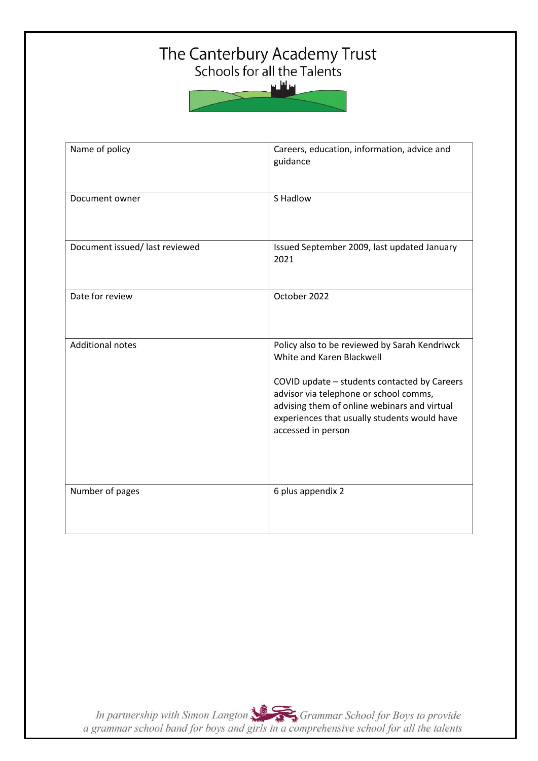# The Canterbury Academy Trust

Schools for all the Talents

| Name of policy | Careers, education, information, advice and guidance |
|---|---|
| Document owner | S Hadlow |
| Document issued/ last reviewed | Issued September 2009, last updated January 2021 |
| Date for review | October 2022 |
| Additional notes | Policy also to be reviewed by Sarah Kendriwck White and Karen Blackwell<br><br>COVID update – students contacted by Careers advisor via telephone or school comms, advising them of online webinars and virtual experiences that usually students would have accessed in person |
| Number of pages | 6 plus appendix 2 |

*In partnership with Simon Langton Grammar School for Boys to provide a grammar school band for boys and girls in a comprehensive school for all the talents*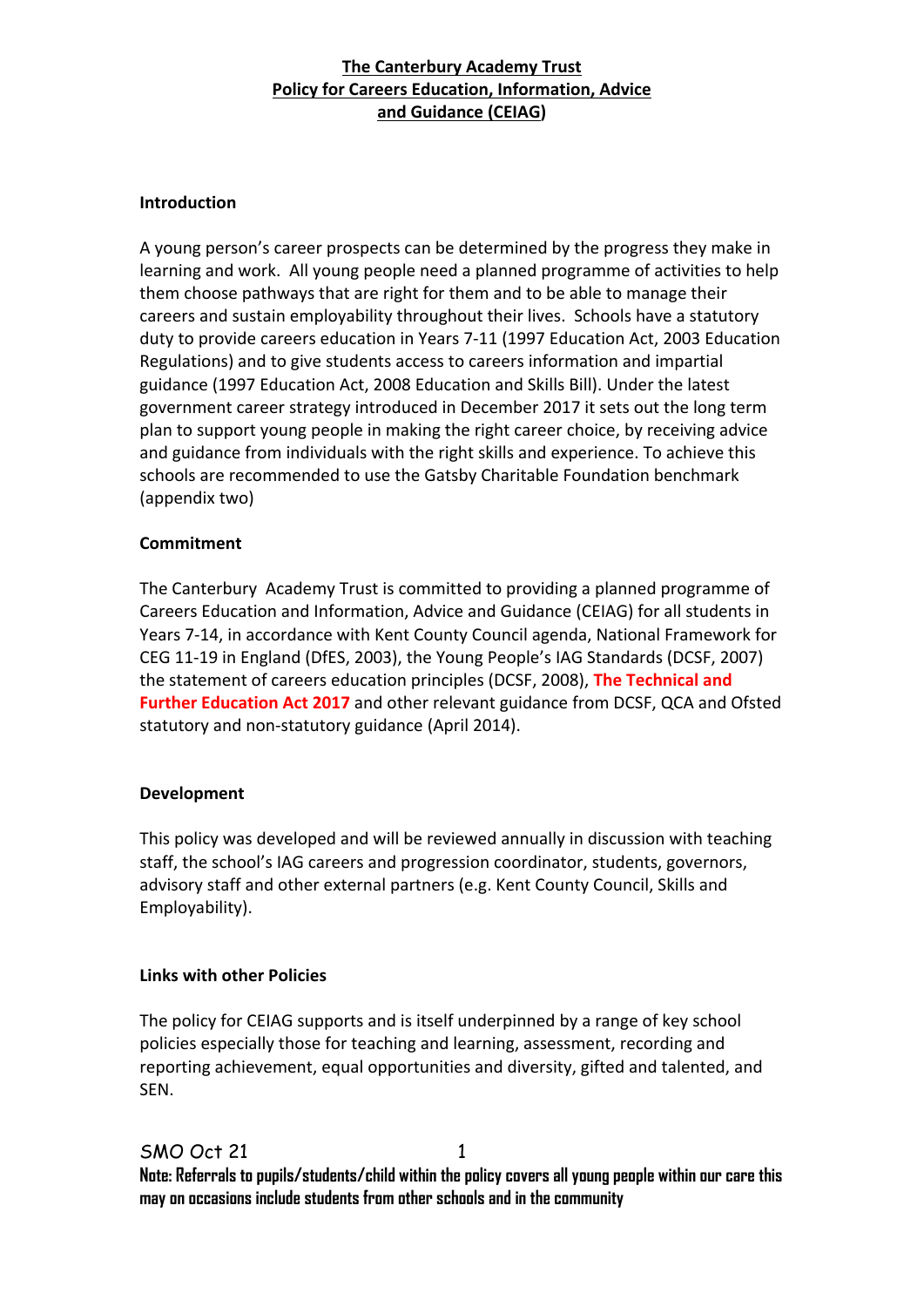**The Canterbury Academy Trust**
**Policy for Careers Education, Information, Advice and Guidance (CEIAG)**

**Introduction**

A young person's career prospects can be determined by the progress they make in learning and work. All young people need a planned programme of activities to help them choose pathways that are right for them and to be able to manage their careers and sustain employability throughout their lives. Schools have a statutory duty to provide careers education in Years 7-11 (1997 Education Act, 2003 Education Regulations) and to give students access to careers information and impartial guidance (1997 Education Act, 2008 Education and Skills Bill). Under the latest government career strategy introduced in December 2017 it sets out the long term plan to support young people in making the right career choice, by receiving advice and guidance from individuals with the right skills and experience. To achieve this schools are recommended to use the Gatsby Charitable Foundation benchmark (appendix two)

**Commitment**

The Canterbury Academy Trust is committed to providing a planned programme of Careers Education and Information, Advice and Guidance (CEIAG) for all students in Years 7-14, in accordance with Kent County Council agenda, National Framework for CEG 11-19 in England (DfES, 2003), the Young People's IAG Standards (DCSF, 2007) the statement of careers education principles (DCSF, 2008), **The Technical and Further Education Act 2017** and other relevant guidance from DCSF, QCA and Ofsted statutory and non-statutory guidance (April 2014).

**Development**

This policy was developed and will be reviewed annually in discussion with teaching staff, the school's IAG careers and progression coordinator, students, governors, advisory staff and other external partners (e.g. Kent County Council, Skills and Employability).

**Links with other Policies**

The policy for CEIAG supports and is itself underpinned by a range of key school policies especially those for teaching and learning, assessment, recording and reporting achievement, equal opportunities and diversity, gifted and talented, and SEN.

SMO Oct 21

**Note: Referrals to pupils/students/child within the policy covers all young people within our care this may on occasions include students from other schools and in the community**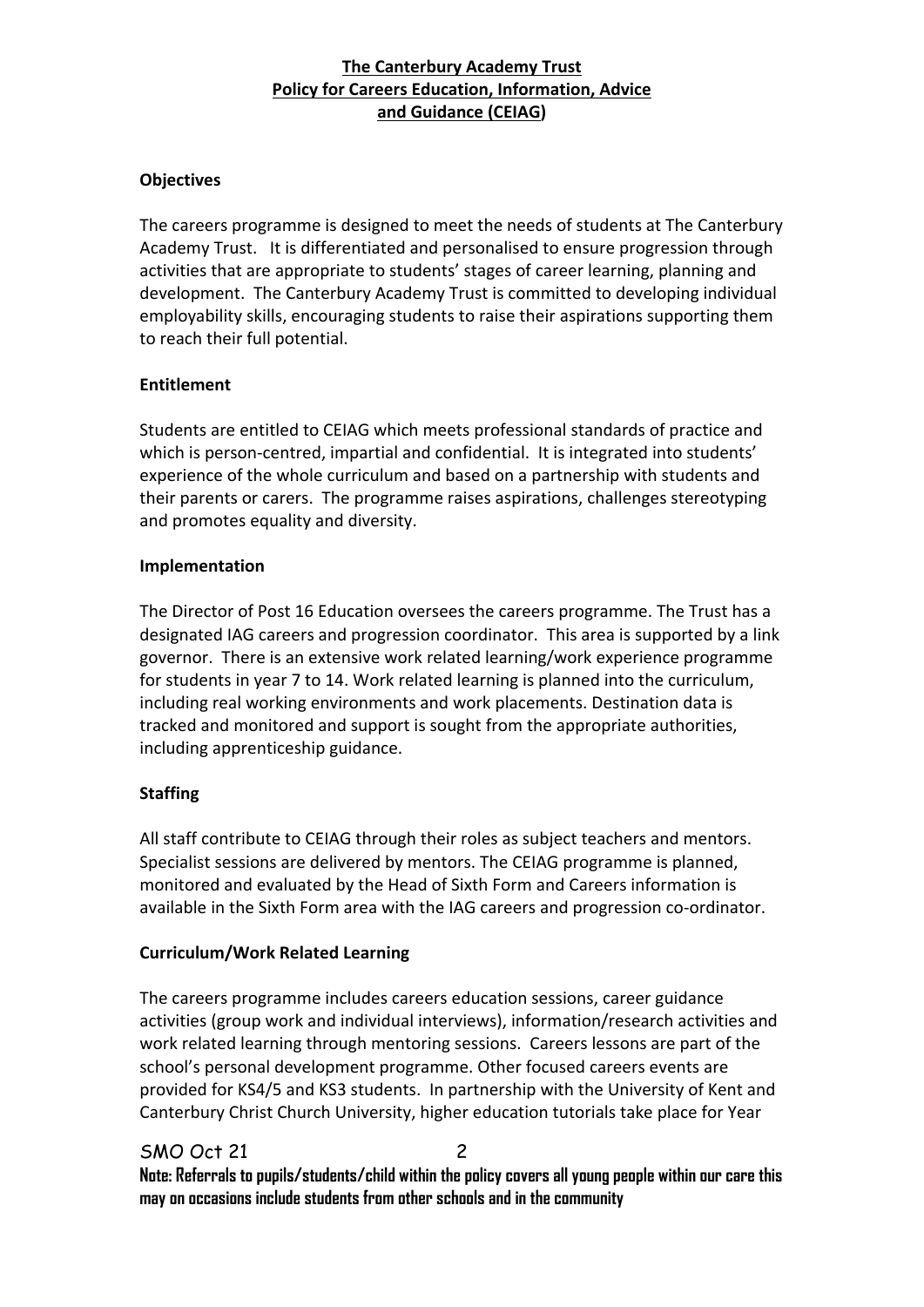**The Canterbury Academy Trust**
**Policy for Careers Education, Information, Advice and Guidance (CEIAG)**

**Objectives**

The careers programme is designed to meet the needs of students at The Canterbury Academy Trust. It is differentiated and personalised to ensure progression through activities that are appropriate to students' stages of career learning, planning and development. The Canterbury Academy Trust is committed to developing individual employability skills, encouraging students to raise their aspirations supporting them to reach their full potential.

**Entitlement**

Students are entitled to CEIAG which meets professional standards of practice and which is person-centred, impartial and confidential. It is integrated into students' experience of the whole curriculum and based on a partnership with students and their parents or carers. The programme raises aspirations, challenges stereotyping and promotes equality and diversity.

**Implementation**

The Director of Post 16 Education oversees the careers programme. The Trust has a designated IAG careers and progression coordinator. This area is supported by a link governor. There is an extensive work related learning/work experience programme for students in year 7 to 14. Work related learning is planned into the curriculum, including real working environments and work placements. Destination data is tracked and monitored and support is sought from the appropriate authorities, including apprenticeship guidance.

**Staffing**

All staff contribute to CEIAG through their roles as subject teachers and mentors. Specialist sessions are delivered by mentors. The CEIAG programme is planned, monitored and evaluated by the Head of Sixth Form and Careers information is available in the Sixth Form area with the IAG careers and progression co-ordinator.

**Curriculum/Work Related Learning**

The careers programme includes careers education sessions, career guidance activities (group work and individual interviews), information/research activities and work related learning through mentoring sessions. Careers lessons are part of the school's personal development programme. Other focused careers events are provided for KS4/5 and KS3 students. In partnership with the University of Kent and Canterbury Christ Church University, higher education tutorials take place for Year

**Note: Referrals to pupils/students/child within the policy covers all young people within our care this may on occasions include students from other schools and in the community**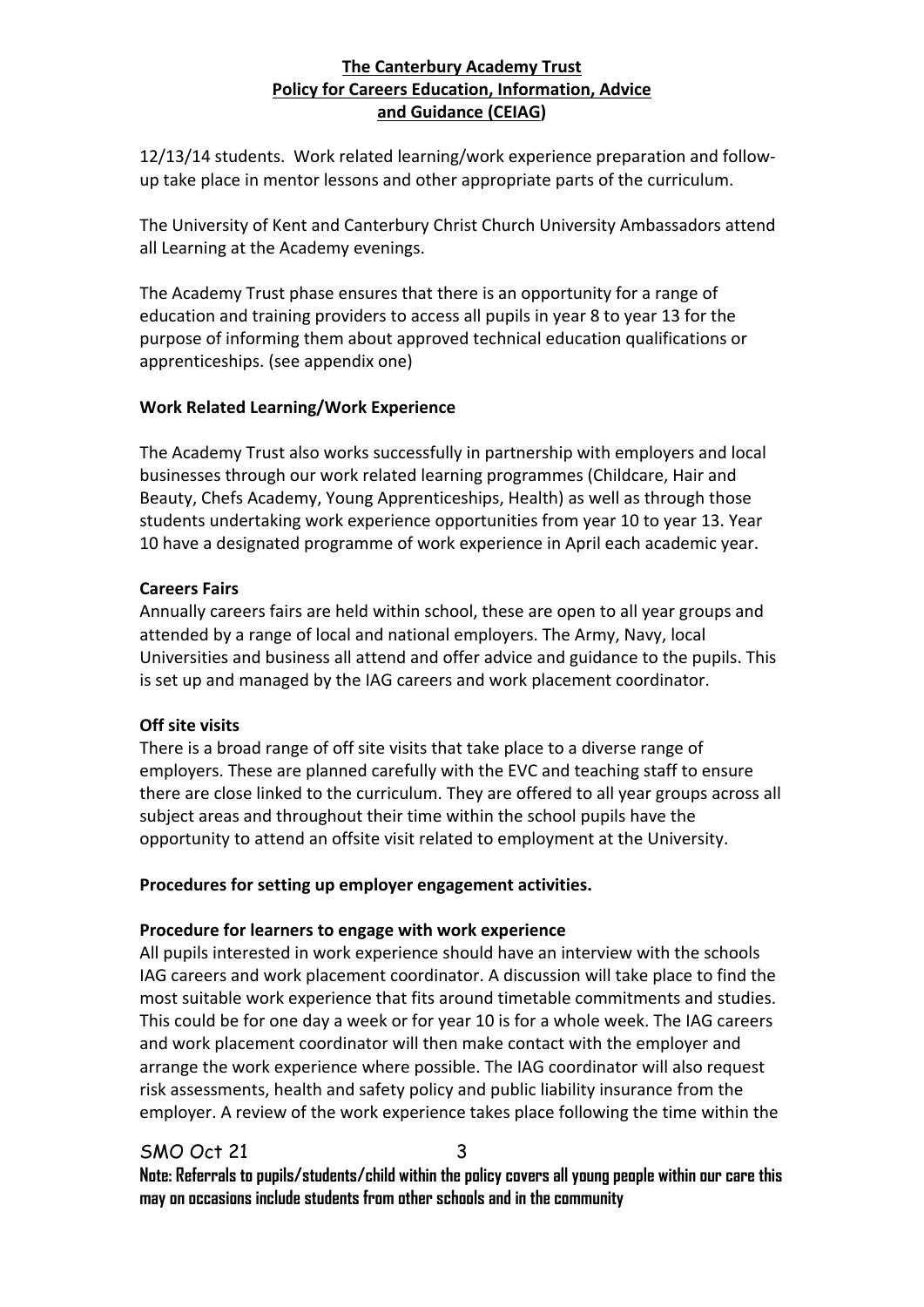12/13/14 students. Work related learning/work experience preparation and follow-up take place in mentor lessons and other appropriate parts of the curriculum.

The University of Kent and Canterbury Christ Church University Ambassadors attend all Learning at the Academy evenings.

The Academy Trust phase ensures that there is an opportunity for a range of education and training providers to access all pupils in year 8 to year 13 for the purpose of informing them about approved technical education qualifications or apprenticeships. (see appendix one)

**Work Related Learning/Work Experience**

The Academy Trust also works successfully in partnership with employers and local businesses through our work related learning programmes (Childcare, Hair and Beauty, Chefs Academy, Young Apprenticeships, Health) as well as through those students undertaking work experience opportunities from year 10 to year 13. Year 10 have a designated programme of work experience in April each academic year.

**Careers Fairs**

Annually careers fairs are held within school, these are open to all year groups and attended by a range of local and national employers. The Army, Navy, local Universities and business all attend and offer advice and guidance to the pupils. This is set up and managed by the IAG careers and work placement coordinator.

**Off site visits**

There is a broad range of off site visits that take place to a diverse range of employers. These are planned carefully with the EVC and teaching staff to ensure there are close linked to the curriculum. They are offered to all year groups across all subject areas and throughout their time within the school pupils have the opportunity to attend an offsite visit related to employment at the University.

**Procedures for setting up employer engagement activities.**

**Procedure for learners to engage with work experience**

All pupils interested in work experience should have an interview with the schools IAG careers and work placement coordinator. A discussion will take place to find the most suitable work experience that fits around timetable commitments and studies. This could be for one day a week or for year 10 is for a whole week. The IAG careers and work placement coordinator will then make contact with the employer and arrange the work experience where possible. The IAG coordinator will also request risk assessments, health and safety policy and public liability insurance from the employer. A review of the work experience takes place following the time within the

**Note: Referrals to pupils/students/child within the policy covers all young people within our care this may on occasions include students from other schools and in the community**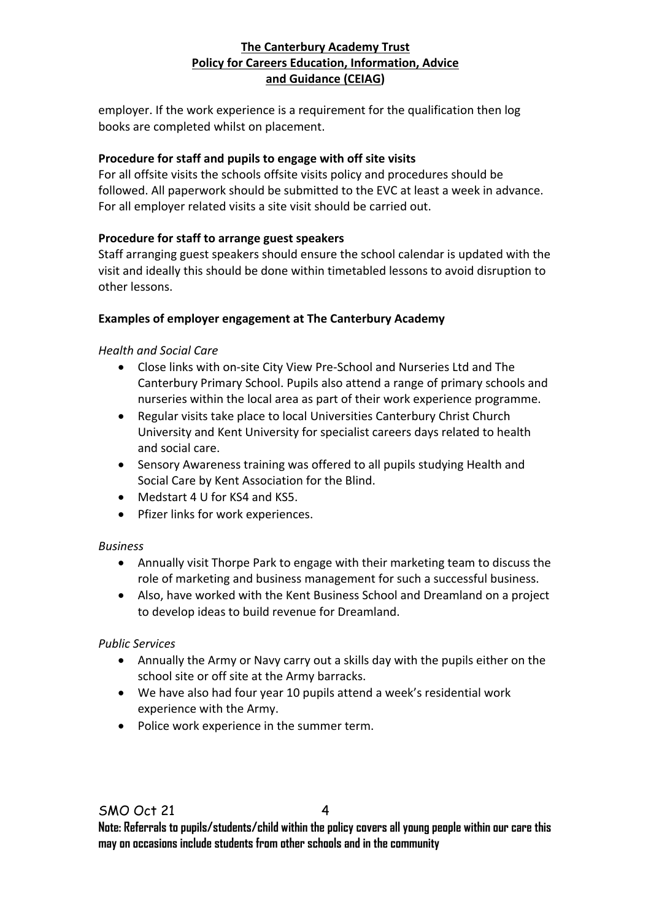employer. If the work experience is a requirement for the qualification then log books are completed whilst on placement.

**Procedure for staff and pupils to engage with off site visits**

For all offsite visits the schools offsite visits policy and procedures should be followed. All paperwork should be submitted to the EVC at least a week in advance. For all employer related visits a site visit should be carried out.

**Procedure for staff to arrange guest speakers**

Staff arranging guest speakers should ensure the school calendar is updated with the visit and ideally this should be done within timetabled lessons to avoid disruption to other lessons.

**Examples of employer engagement at The Canterbury Academy**

*Health and Social Care*

- Close links with on-site City View Pre-School and Nurseries Ltd and The Canterbury Primary School. Pupils also attend a range of primary schools and nurseries within the local area as part of their work experience programme.
- Regular visits take place to local Universities Canterbury Christ Church University and Kent University for specialist careers days related to health and social care.
- Sensory Awareness training was offered to all pupils studying Health and Social Care by Kent Association for the Blind.
- Medstart 4 U for KS4 and KS5.
- Pfizer links for work experiences.

*Business*

- Annually visit Thorpe Park to engage with their marketing team to discuss the role of marketing and business management for such a successful business.
- Also, have worked with the Kent Business School and Dreamland on a project to develop ideas to build revenue for Dreamland.

*Public Services*

- Annually the Army or Navy carry out a skills day with the pupils either on the school site or off site at the Army barracks.
- We have also had four year 10 pupils attend a week's residential work experience with the Army.
- Police work experience in the summer term.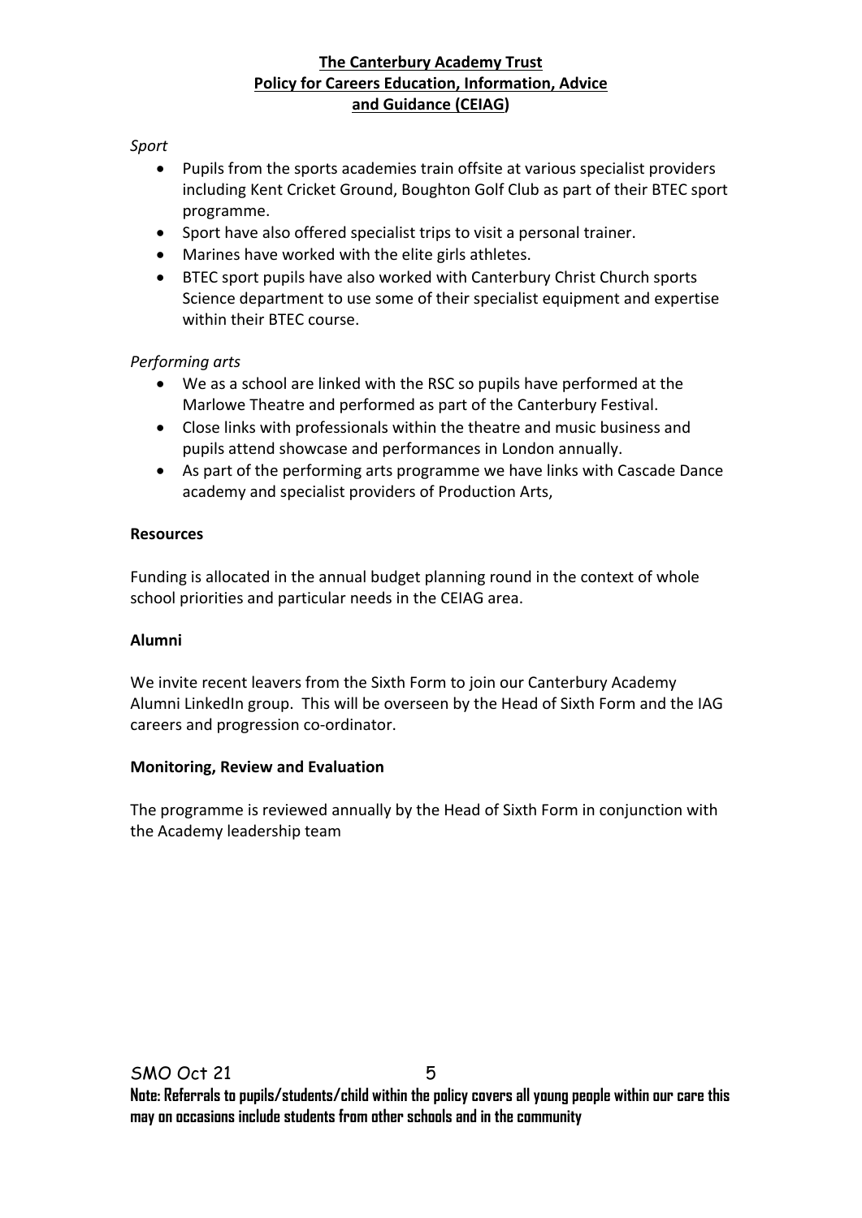*Sport*

- Pupils from the sports academies train offsite at various specialist providers including Kent Cricket Ground, Boughton Golf Club as part of their BTEC sport programme.
- Sport have also offered specialist trips to visit a personal trainer.
- Marines have worked with the elite girls athletes.
- BTEC sport pupils have also worked with Canterbury Christ Church sports Science department to use some of their specialist equipment and expertise within their BTEC course.

*Performing arts*

- We as a school are linked with the RSC so pupils have performed at the Marlowe Theatre and performed as part of the Canterbury Festival.
- Close links with professionals within the theatre and music business and pupils attend showcase and performances in London annually.
- As part of the performing arts programme we have links with Cascade Dance academy and specialist providers of Production Arts,

**Resources**

Funding is allocated in the annual budget planning round in the context of whole school priorities and particular needs in the CEIAG area.

**Alumni**

We invite recent leavers from the Sixth Form to join our Canterbury Academy Alumni LinkedIn group. This will be overseen by the Head of Sixth Form and the IAG careers and progression co-ordinator.

**Monitoring, Review and Evaluation**

The programme is reviewed annually by the Head of Sixth Form in conjunction with the Academy leadership team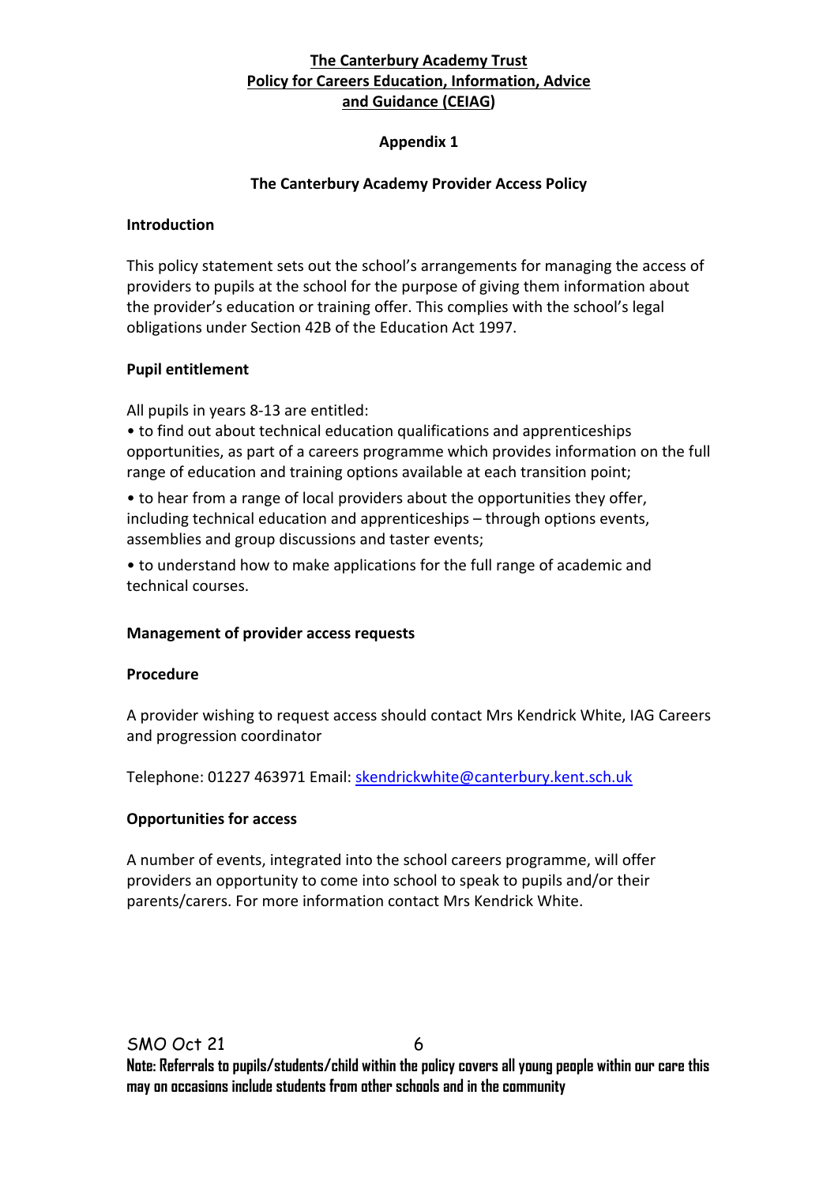**The Canterbury Academy Trust**
**Policy for Careers Education, Information, Advice and Guidance (CEIAG)**

**Appendix 1**

**The Canterbury Academy Provider Access Policy**

**Introduction**

This policy statement sets out the school's arrangements for managing the access of providers to pupils at the school for the purpose of giving them information about the provider's education or training offer. This complies with the school's legal obligations under Section 42B of the Education Act 1997.

**Pupil entitlement**

All pupils in years 8-13 are entitled:

- to find out about technical education qualifications and apprenticeships opportunities, as part of a careers programme which provides information on the full range of education and training options available at each transition point;
- to hear from a range of local providers about the opportunities they offer, including technical education and apprenticeships – through options events, assemblies and group discussions and taster events;
- to understand how to make applications for the full range of academic and technical courses.

**Management of provider access requests**

**Procedure**

A provider wishing to request access should contact Mrs Kendrick White, IAG Careers and progression coordinator

Telephone: 01227 463971 Email: skendrickwhite@canterbury.kent.sch.uk

**Opportunities for access**

A number of events, integrated into the school careers programme, will offer providers an opportunity to come into school to speak to pupils and/or their parents/carers. For more information contact Mrs Kendrick White.

SMO Oct 21

**Note: Referrals to pupils/students/child within the policy covers all young people within our care this may on occasions include students from other schools and in the community**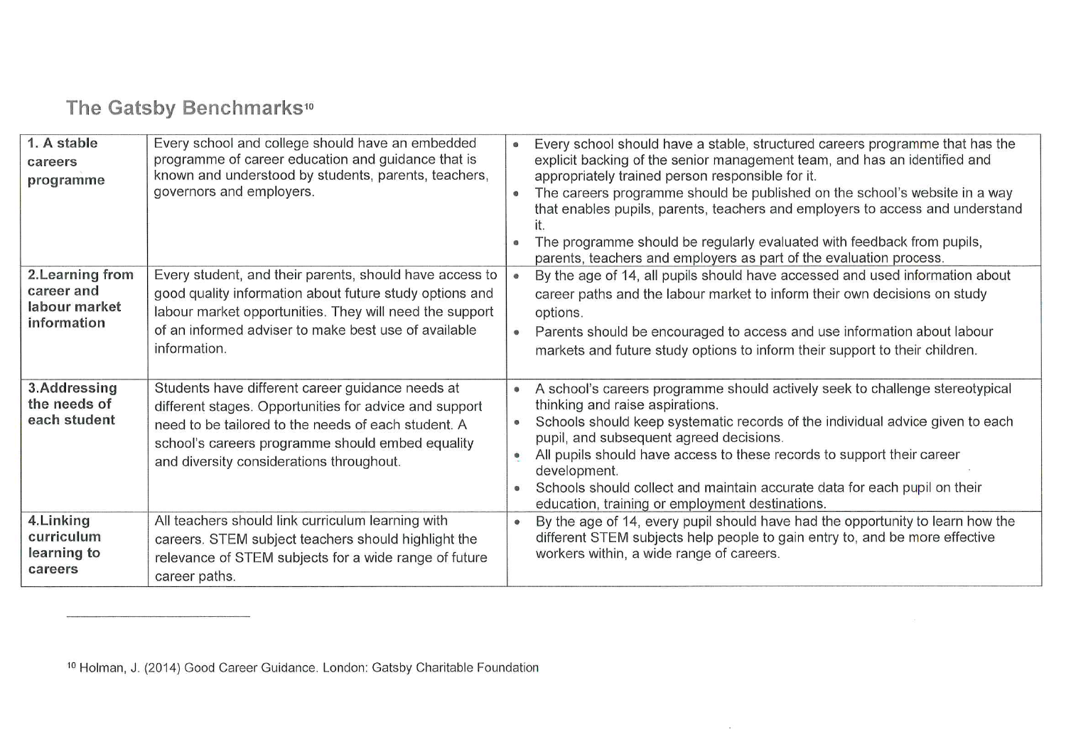## The Gatsby Benchmarks[10]

| | | |
|---|---|---|
| **1. A stable careers programme** | Every school and college should have an embedded programme of career education and guidance that is known and understood by students, parents, teachers, governors and employers. | • Every school should have a stable, structured careers programme that has the explicit backing of the senior management team, and has an identified and appropriately trained person responsible for it.<br>• The careers programme should be published on the school's website in a way that enables pupils, parents, teachers and employers to access and understand it.<br>• The programme should be regularly evaluated with feedback from pupils, parents, teachers and employers as part of the evaluation process. |
| **2.Learning from career and labour market information** | Every student, and their parents, should have access to good quality information about future study options and labour market opportunities. They will need the support of an informed adviser to make best use of available information. | • By the age of 14, all pupils should have accessed and used information about career paths and the labour market to inform their own decisions on study options.<br>• Parents should be encouraged to access and use information about labour markets and future study options to inform their support to their children. |
| **3.Addressing the needs of each student** | Students have different career guidance needs at different stages. Opportunities for advice and support need to be tailored to the needs of each student. A school's careers programme should embed equality and diversity considerations throughout. | • A school's careers programme should actively seek to challenge stereotypical thinking and raise aspirations.<br>• Schools should keep systematic records of the individual advice given to each pupil, and subsequent agreed decisions.<br>• All pupils should have access to these records to support their career development.<br>• Schools should collect and maintain accurate data for each pupil on their education, training or employment destinations. |
| **4.Linking curriculum learning to careers** | All teachers should link curriculum learning with careers. STEM subject teachers should highlight the relevance of STEM subjects for a wide range of future career paths. | • By the age of 14, every pupil should have had the opportunity to learn how the different STEM subjects help people to gain entry to, and be more effective workers within, a wide range of careers. |

[10] Holman, J. (2014) Good Career Guidance. London: Gatsby Charitable Foundation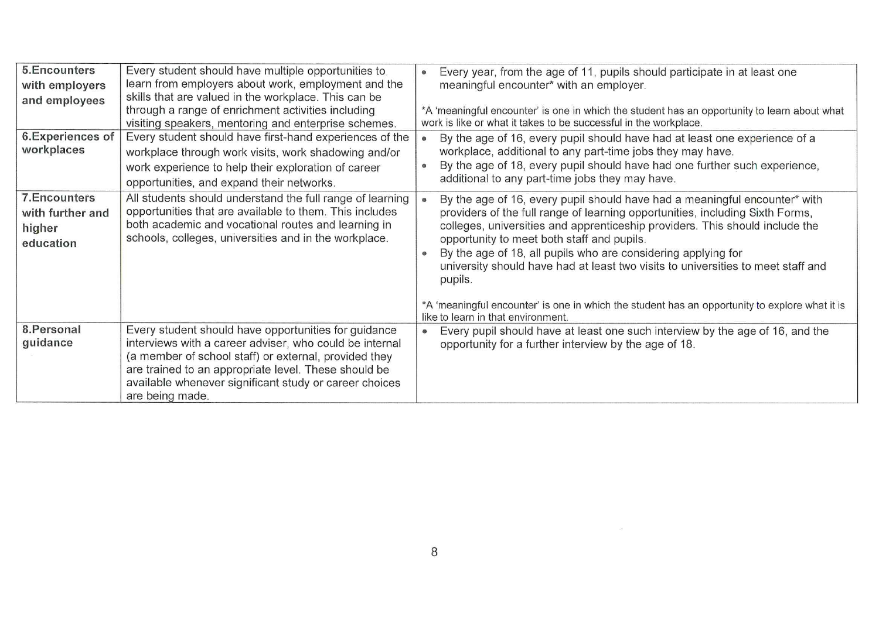| | | |
|---|---|---|
| **5.Encounters with employers and employees** | Every student should have multiple opportunities to learn from employers about work, employment and the skills that are valued in the workplace. This can be through a range of enrichment activities including visiting speakers, mentoring and enterprise schemes. | • Every year, from the age of 11, pupils should participate in at least one meaningful encounter* with an employer.<br><br>*A 'meaningful encounter' is one in which the student has an opportunity to learn about what work is like or what it takes to be successful in the workplace. |
| **6.Experiences of workplaces** | Every student should have first-hand experiences of the workplace through work visits, work shadowing and/or work experience to help their exploration of career opportunities, and expand their networks. | • By the age of 16, every pupil should have had at least one experience of a workplace, additional to any part-time jobs they may have.<br>• By the age of 18, every pupil should have had one further such experience, additional to any part-time jobs they may have. |
| **7.Encounters with further and higher education** | All students should understand the full range of learning opportunities that are available to them. This includes both academic and vocational routes and learning in schools, colleges, universities and in the workplace. | • By the age of 16, every pupil should have had a meaningful encounter* with providers of the full range of learning opportunities, including Sixth Forms, colleges, universities and apprenticeship providers. This should include the opportunity to meet both staff and pupils.<br>• By the age of 18, all pupils who are considering applying for university should have had at least two visits to universities to meet staff and pupils.<br><br>*A 'meaningful encounter' is one in which the student has an opportunity to explore what it is like to learn in that environment. |
| **8.Personal guidance** | Every student should have opportunities for guidance interviews with a career adviser, who could be internal (a member of school staff) or external, provided they are trained to an appropriate level. These should be available whenever significant study or career choices are being made. | • Every pupil should have at least one such interview by the age of 16, and the opportunity for a further interview by the age of 18. |